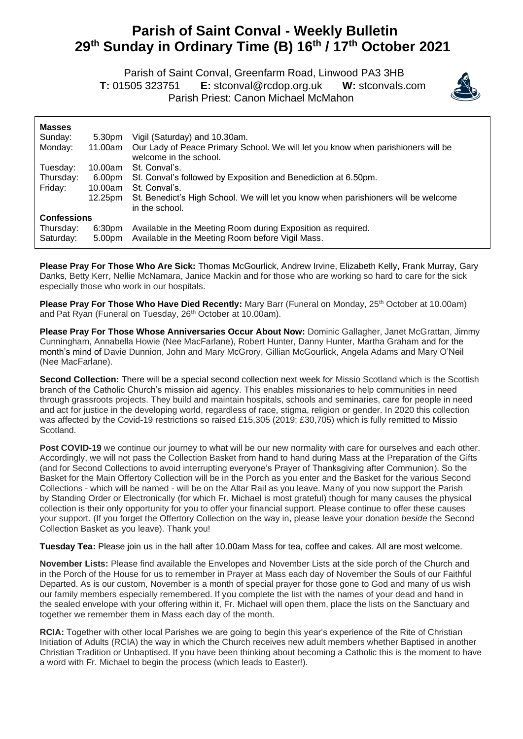# Parish of Saint Conval - Weekly Bulletin
# 29th Sunday in Ordinary Time (B) 16th / 17th October 2021

Parish of Saint Conval, Greenfarm Road, Linwood PA3 3HB
**T:** 01505 323751 **E:** stconval@rcdop.org.uk **W:** stconvals.com
Parish Priest: Canon Michael McMahon

| **Masses** | | |
|---|---|---|
| Sunday: | 5.30pm | Vigil (Saturday) and 10.30am. |
| Monday: | 11.00am | Our Lady of Peace Primary School. We will let you know when parishioners will be welcome in the school. |
| Tuesday: | 10.00am | St. Conval's. |
| Thursday: | 6.00pm | St. Conval's followed by Exposition and Benediction at 6.50pm. |
| Friday: | 10.00am | St. Conval's. |
| | 12.25pm | St. Benedict's High School. We will let you know when parishioners will be welcome in the school. |
| **Confessions** | | |
| Thursday: | 6:30pm | Available in the Meeting Room during Exposition as required. |
| Saturday: | 5.00pm | Available in the Meeting Room before Vigil Mass. |

**Please Pray For Those Who Are Sick:** Thomas McGourlick, Andrew Irvine, Elizabeth Kelly, Frank Murray, Gary Danks, Betty Kerr, Nellie McNamara, Janice Mackin and for those who are working so hard to care for the sick especially those who work in our hospitals.

**Please Pray For Those Who Have Died Recently:** Mary Barr (Funeral on Monday, 25th October at 10.00am) and Pat Ryan (Funeral on Tuesday, 26th October at 10.00am).

**Please Pray For Those Whose Anniversaries Occur About Now:** Dominic Gallagher, Janet McGrattan, Jimmy Cunningham, Annabella Howie (Nee MacFarlane), Robert Hunter, Danny Hunter, Martha Graham and for the month's mind of Davie Dunnion, John and Mary McGrory, Gillian McGourlick, Angela Adams and Mary O'Neil (Nee MacFarlane).

**Second Collection:** There will be a special second collection next week for Missio Scotland which is the Scottish branch of the Catholic Church's mission aid agency. This enables missionaries to help communities in need through grassroots projects. They build and maintain hospitals, schools and seminaries, care for people in need and act for justice in the developing world, regardless of race, stigma, religion or gender. In 2020 this collection was affected by the Covid-19 restrictions so raised £15,305 (2019: £30,705) which is fully remitted to Missio Scotland.

**Post COVID-19** we continue our journey to what will be our new normality with care for ourselves and each other. Accordingly, we will not pass the Collection Basket from hand to hand during Mass at the Preparation of the Gifts (and for Second Collections to avoid interrupting everyone's Prayer of Thanksgiving after Communion). So the Basket for the Main Offertory Collection will be in the Porch as you enter and the Basket for the various Second Collections - which will be named - will be on the Altar Rail as you leave. Many of you now support the Parish by Standing Order or Electronically (for which Fr. Michael is most grateful) though for many causes the physical collection is their only opportunity for you to offer your financial support. Please continue to offer these causes your support. (If you forget the Offertory Collection on the way in, please leave your donation *beside* the Second Collection Basket as you leave). Thank you!

**Tuesday Tea:** Please join us in the hall after 10.00am Mass for tea, coffee and cakes. All are most welcome.

**November Lists:** Please find available the Envelopes and November Lists at the side porch of the Church and in the Porch of the House for us to remember in Prayer at Mass each day of November the Souls of our Faithful Departed. As is our custom, November is a month of special prayer for those gone to God and many of us wish our family members especially remembered. If you complete the list with the names of your dead and hand in the sealed envelope with your offering within it, Fr. Michael will open them, place the lists on the Sanctuary and together we remember them in Mass each day of the month.

**RCIA:** Together with other local Parishes we are going to begin this year's experience of the Rite of Christian Initiation of Adults (RCIA) the way in which the Church receives new adult members whether Baptised in another Christian Tradition or Unbaptised. If you have been thinking about becoming a Catholic this is the moment to have a word with Fr. Michael to begin the process (which leads to Easter!).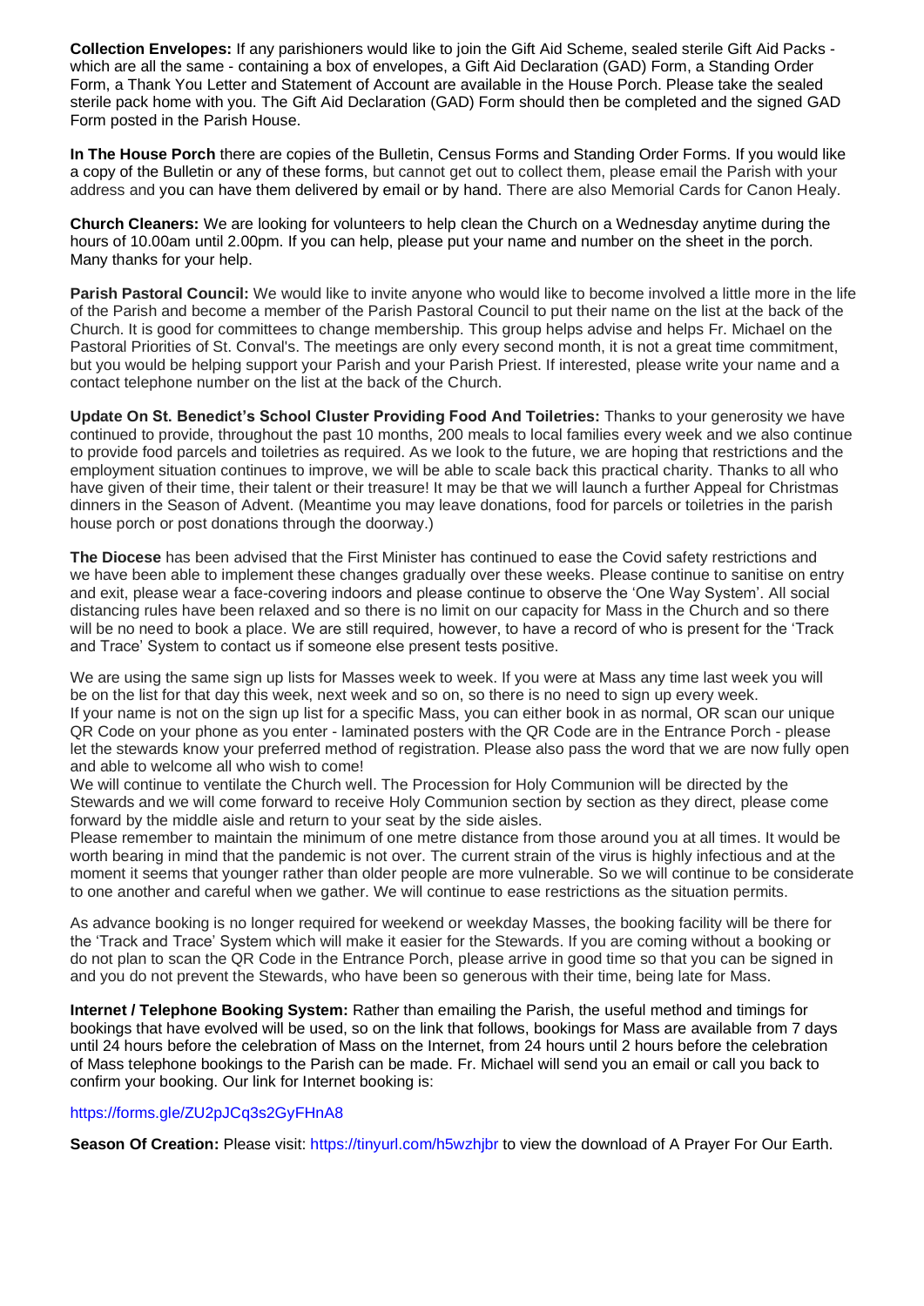**Collection Envelopes:** If any parishioners would like to join the Gift Aid Scheme, sealed sterile Gift Aid Packs - which are all the same - containing a box of envelopes, a Gift Aid Declaration (GAD) Form, a Standing Order Form, a Thank You Letter and Statement of Account are available in the House Porch. Please take the sealed sterile pack home with you. The Gift Aid Declaration (GAD) Form should then be completed and the signed GAD Form posted in the Parish House.

**In The House Porch** there are copies of the Bulletin, Census Forms and Standing Order Forms. If you would like a copy of the Bulletin or any of these forms, but cannot get out to collect them, please email the Parish with your address and you can have them delivered by email or by hand. There are also Memorial Cards for Canon Healy.

**Church Cleaners:** We are looking for volunteers to help clean the Church on a Wednesday anytime during the hours of 10.00am until 2.00pm. If you can help, please put your name and number on the sheet in the porch. Many thanks for your help.

**Parish Pastoral Council:** We would like to invite anyone who would like to become involved a little more in the life of the Parish and become a member of the Parish Pastoral Council to put their name on the list at the back of the Church. It is good for committees to change membership. This group helps advise and helps Fr. Michael on the Pastoral Priorities of St. Conval's. The meetings are only every second month, it is not a great time commitment, but you would be helping support your Parish and your Parish Priest. If interested, please write your name and a contact telephone number on the list at the back of the Church.

**Update On St. Benedict's School Cluster Providing Food And Toiletries:** Thanks to your generosity we have continued to provide, throughout the past 10 months, 200 meals to local families every week and we also continue to provide food parcels and toiletries as required. As we look to the future, we are hoping that restrictions and the employment situation continues to improve, we will be able to scale back this practical charity. Thanks to all who have given of their time, their talent or their treasure! It may be that we will launch a further Appeal for Christmas dinners in the Season of Advent. (Meantime you may leave donations, food for parcels or toiletries in the parish house porch or post donations through the doorway.)

**The Diocese** has been advised that the First Minister has continued to ease the Covid safety restrictions and we have been able to implement these changes gradually over these weeks. Please continue to sanitise on entry and exit, please wear a face-covering indoors and please continue to observe the 'One Way System'. All social distancing rules have been relaxed and so there is no limit on our capacity for Mass in the Church and so there will be no need to book a place. We are still required, however, to have a record of who is present for the 'Track and Trace' System to contact us if someone else present tests positive.

We are using the same sign up lists for Masses week to week. If you were at Mass any time last week you will be on the list for that day this week, next week and so on, so there is no need to sign up every week.
If your name is not on the sign up list for a specific Mass, you can either book in as normal, OR scan our unique QR Code on your phone as you enter - laminated posters with the QR Code are in the Entrance Porch - please let the stewards know your preferred method of registration. Please also pass the word that we are now fully open and able to welcome all who wish to come!
We will continue to ventilate the Church well. The Procession for Holy Communion will be directed by the Stewards and we will come forward to receive Holy Communion section by section as they direct, please come forward by the middle aisle and return to your seat by the side aisles.
Please remember to maintain the minimum of one metre distance from those around you at all times. It would be worth bearing in mind that the pandemic is not over. The current strain of the virus is highly infectious and at the moment it seems that younger rather than older people are more vulnerable. So we will continue to be considerate to one another and careful when we gather. We will continue to ease restrictions as the situation permits.

As advance booking is no longer required for weekend or weekday Masses, the booking facility will be there for the 'Track and Trace' System which will make it easier for the Stewards. If you are coming without a booking or do not plan to scan the QR Code in the Entrance Porch, please arrive in good time so that you can be signed in and you do not prevent the Stewards, who have been so generous with their time, being late for Mass.

**Internet / Telephone Booking System:** Rather than emailing the Parish, the useful method and timings for bookings that have evolved will be used, so on the link that follows, bookings for Mass are available from 7 days until 24 hours before the celebration of Mass on the Internet, from 24 hours until 2 hours before the celebration of Mass telephone bookings to the Parish can be made. Fr. Michael will send you an email or call you back to confirm your booking. Our link for Internet booking is:

https://forms.gle/ZU2pJCq3s2GyFHnA8

**Season Of Creation:** Please visit: https://tinyurl.com/h5wzhjbr to view the download of A Prayer For Our Earth.